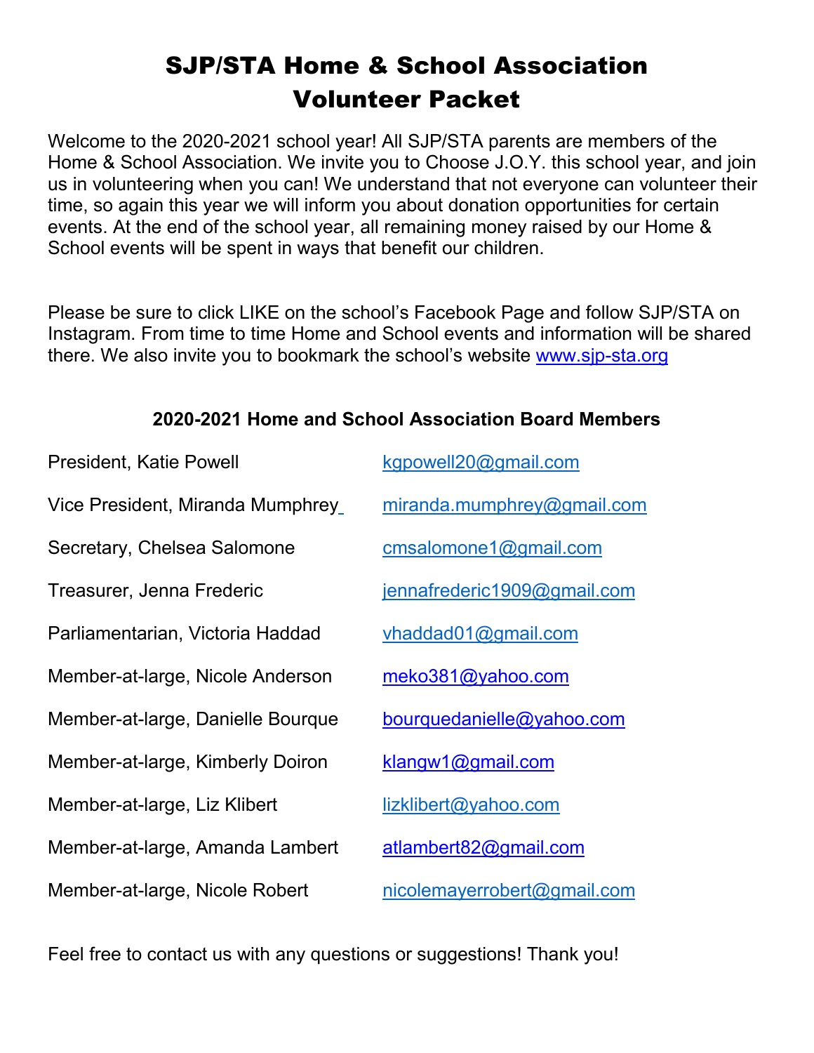# SJP/STA Home & School Association Volunteer Packet

Welcome to the 2020-2021 school year! All SJP/STA parents are members of the Home & School Association. We invite you to Choose J.O.Y. this school year, and join us in volunteering when you can! We understand that not everyone can volunteer their time, so again this year we will inform you about donation opportunities for certain events. At the end of the school year, all remaining money raised by our Home & School events will be spent in ways that benefit our children.

Please be sure to click LIKE on the school's Facebook Page and follow SJP/STA on Instagram. From time to time Home and School events and information will be shared there. We also invite you to bookmark the school's website www.sjp-sta.org

### 2020-2021 Home and School Association Board Members

| | |
|---|---|
| President, Katie Powell | kgpowell20@gmail.com |
| Vice President, Miranda Mumphrey | miranda.mumphrey@gmail.com |
| Secretary, Chelsea Salomone | cmsalomone1@gmail.com |
| Treasurer, Jenna Frederic | jennafrederic1909@gmail.com |
| Parliamentarian, Victoria Haddad | vhaddad01@gmail.com |
| Member-at-large, Nicole Anderson | meko381@yahoo.com |
| Member-at-large, Danielle Bourque | bourquedanielle@yahoo.com |
| Member-at-large, Kimberly Doiron | klangw1@gmail.com |
| Member-at-large, Liz Klibert | lizklibert@yahoo.com |
| Member-at-large, Amanda Lambert | atlambert82@gmail.com |
| Member-at-large, Nicole Robert | nicolemayerrobert@gmail.com |

Feel free to contact us with any questions or suggestions! Thank you!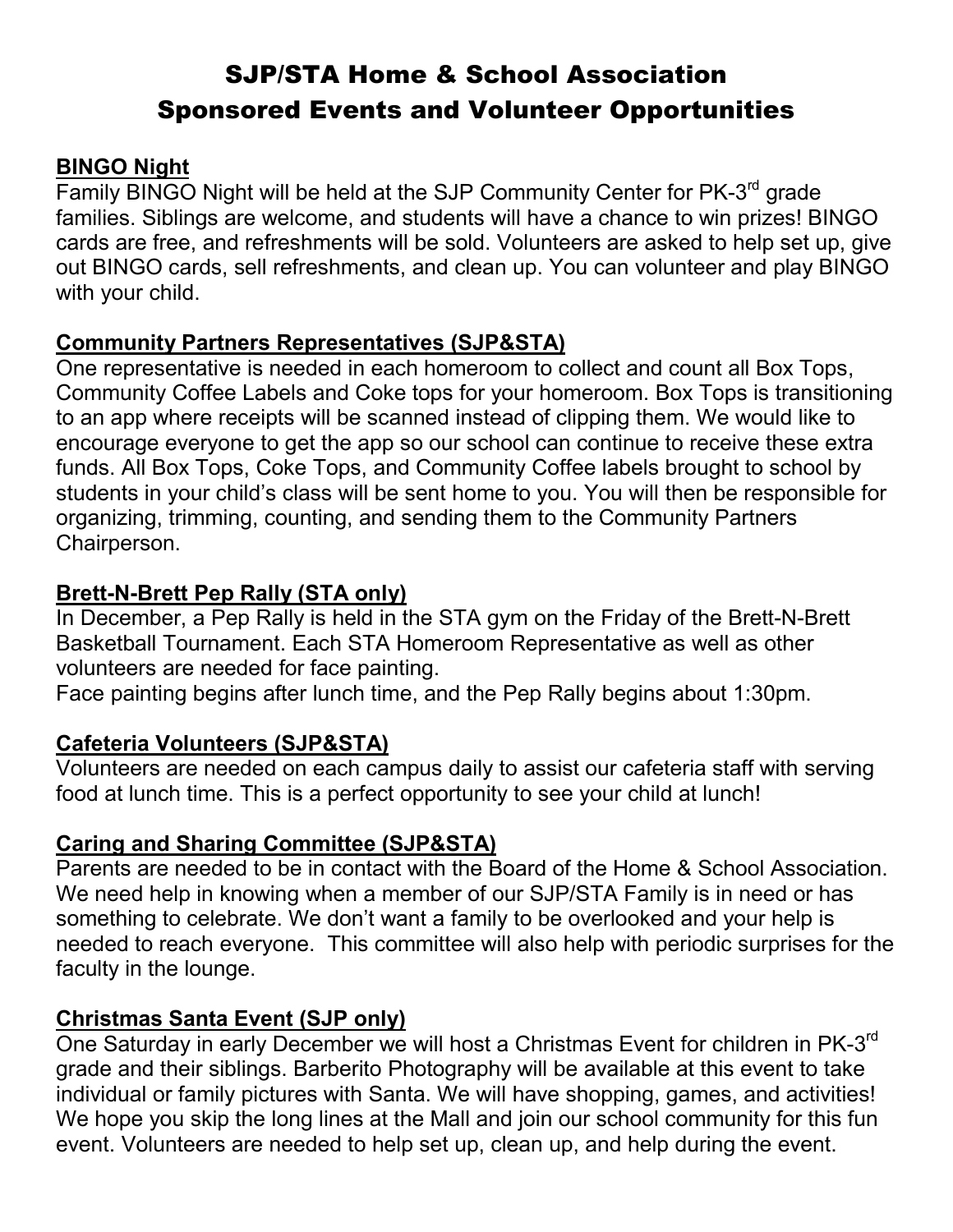# SJP/STA Home & School Association
# Sponsored Events and Volunteer Opportunities

**BINGO Night**

Family BINGO Night will be held at the SJP Community Center for PK-3rd grade families. Siblings are welcome, and students will have a chance to win prizes! BINGO cards are free, and refreshments will be sold. Volunteers are asked to help set up, give out BINGO cards, sell refreshments, and clean up. You can volunteer and play BINGO with your child.

**Community Partners Representatives (SJP&STA)**

One representative is needed in each homeroom to collect and count all Box Tops, Community Coffee Labels and Coke tops for your homeroom. Box Tops is transitioning to an app where receipts will be scanned instead of clipping them. We would like to encourage everyone to get the app so our school can continue to receive these extra funds. All Box Tops, Coke Tops, and Community Coffee labels brought to school by students in your child's class will be sent home to you. You will then be responsible for organizing, trimming, counting, and sending them to the Community Partners Chairperson.

**Brett-N-Brett Pep Rally (STA only)**

In December, a Pep Rally is held in the STA gym on the Friday of the Brett-N-Brett Basketball Tournament. Each STA Homeroom Representative as well as other volunteers are needed for face painting.

Face painting begins after lunch time, and the Pep Rally begins about 1:30pm.

**Cafeteria Volunteers (SJP&STA)**

Volunteers are needed on each campus daily to assist our cafeteria staff with serving food at lunch time. This is a perfect opportunity to see your child at lunch!

**Caring and Sharing Committee (SJP&STA)**

Parents are needed to be in contact with the Board of the Home & School Association. We need help in knowing when a member of our SJP/STA Family is in need or has something to celebrate. We don't want a family to be overlooked and your help is needed to reach everyone. This committee will also help with periodic surprises for the faculty in the lounge.

**Christmas Santa Event (SJP only)**

One Saturday in early December we will host a Christmas Event for children in PK-3rd grade and their siblings. Barberito Photography will be available at this event to take individual or family pictures with Santa. We will have shopping, games, and activities! We hope you skip the long lines at the Mall and join our school community for this fun event. Volunteers are needed to help set up, clean up, and help during the event.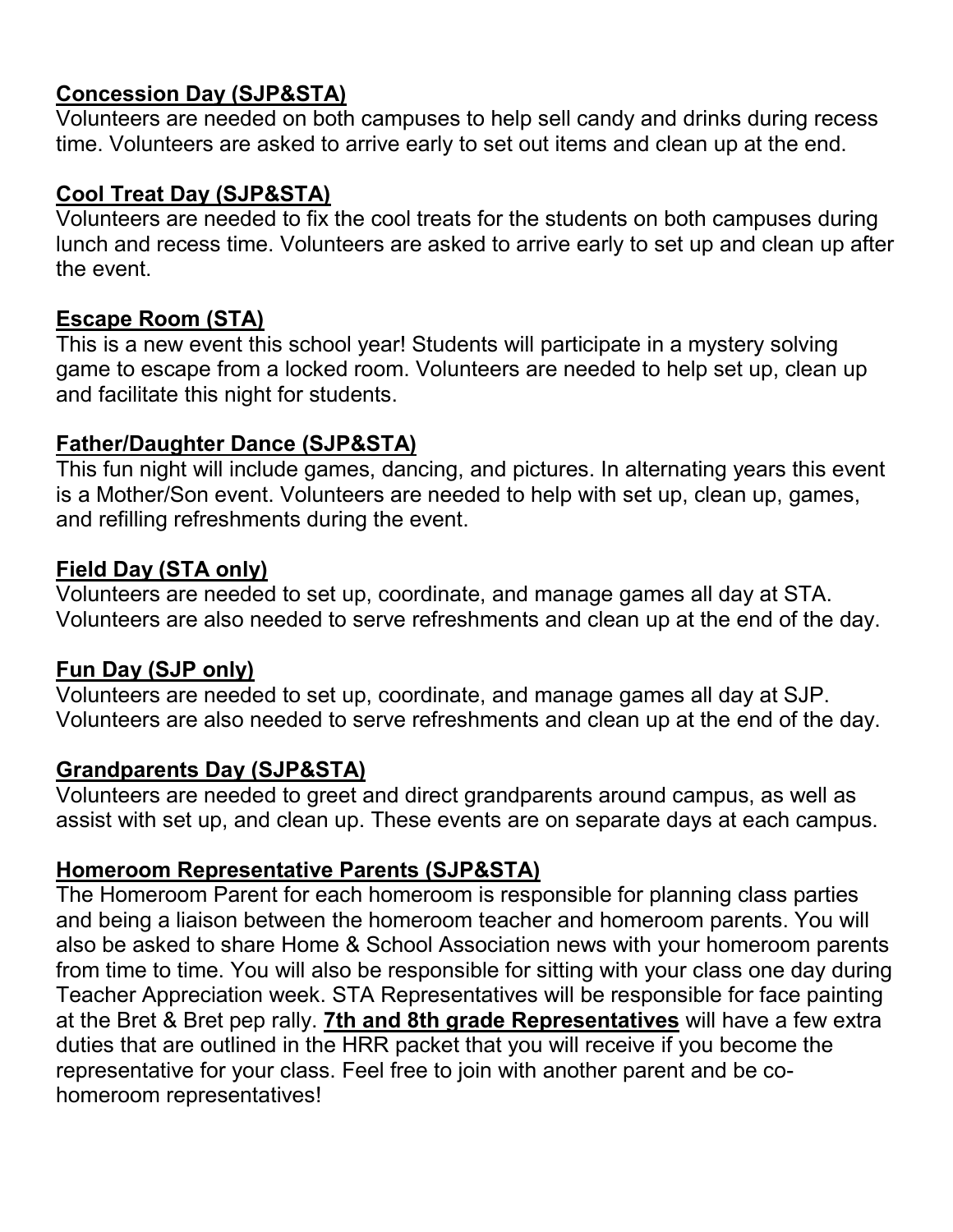**Concession Day (SJP&STA)**
Volunteers are needed on both campuses to help sell candy and drinks during recess time. Volunteers are asked to arrive early to set out items and clean up at the end.

**Cool Treat Day (SJP&STA)**
Volunteers are needed to fix the cool treats for the students on both campuses during lunch and recess time. Volunteers are asked to arrive early to set up and clean up after the event.

**Escape Room (STA)**
This is a new event this school year! Students will participate in a mystery solving game to escape from a locked room. Volunteers are needed to help set up, clean up and facilitate this night for students.

**Father/Daughter Dance (SJP&STA)**
This fun night will include games, dancing, and pictures. In alternating years this event is a Mother/Son event. Volunteers are needed to help with set up, clean up, games, and refilling refreshments during the event.

**Field Day (STA only)**
Volunteers are needed to set up, coordinate, and manage games all day at STA. Volunteers are also needed to serve refreshments and clean up at the end of the day.

**Fun Day (SJP only)**
Volunteers are needed to set up, coordinate, and manage games all day at SJP. Volunteers are also needed to serve refreshments and clean up at the end of the day.

**Grandparents Day (SJP&STA)**
Volunteers are needed to greet and direct grandparents around campus, as well as assist with set up, and clean up. These events are on separate days at each campus.

**Homeroom Representative Parents (SJP&STA)**
The Homeroom Parent for each homeroom is responsible for planning class parties and being a liaison between the homeroom teacher and homeroom parents. You will also be asked to share Home & School Association news with your homeroom parents from time to time. You will also be responsible for sitting with your class one day during Teacher Appreciation week. STA Representatives will be responsible for face painting at the Bret & Bret pep rally. **7th and 8th grade Representatives** will have a few extra duties that are outlined in the HRR packet that you will receive if you become the representative for your class. Feel free to join with another parent and be co-homeroom representatives!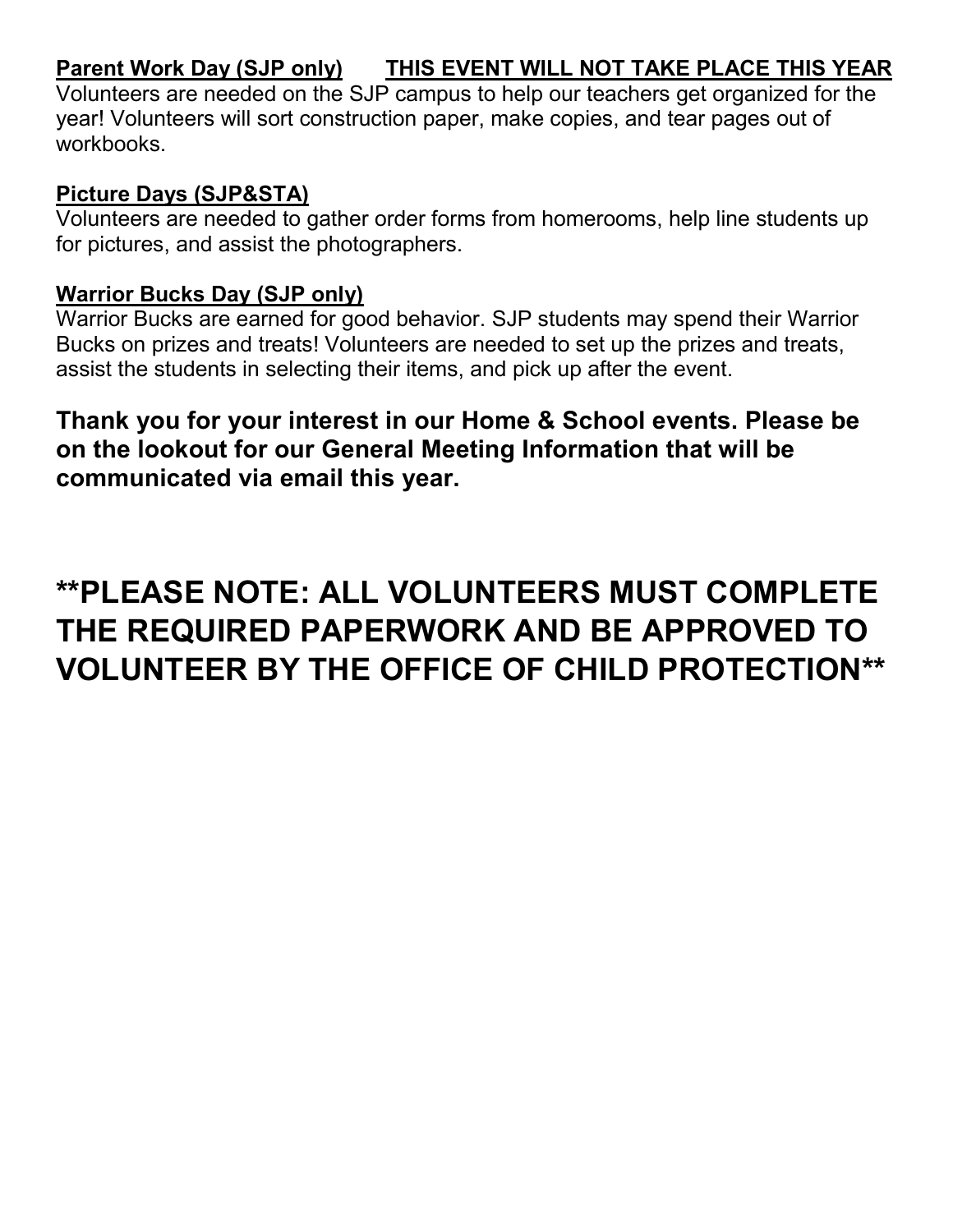**<u>Parent Work Day (SJP only)</u>** **<u>THIS EVENT WILL NOT TAKE PLACE THIS YEAR</u>**

Volunteers are needed on the SJP campus to help our teachers get organized for the year! Volunteers will sort construction paper, make copies, and tear pages out of workbooks.

**<u>Picture Days (SJP&STA)</u>**

Volunteers are needed to gather order forms from homerooms, help line students up for pictures, and assist the photographers.

**<u>Warrior Bucks Day (SJP only)</u>**

Warrior Bucks are earned for good behavior. SJP students may spend their Warrior Bucks on prizes and treats! Volunteers are needed to set up the prizes and treats, assist the students in selecting their items, and pick up after the event.

**Thank you for your interest in our Home & School events. Please be on the lookout for our General Meeting Information that will be communicated via email this year.**

## **PLEASE NOTE: ALL VOLUNTEERS MUST COMPLETE THE REQUIRED PAPERWORK AND BE APPROVED TO VOLUNTEER BY THE OFFICE OF CHILD PROTECTION**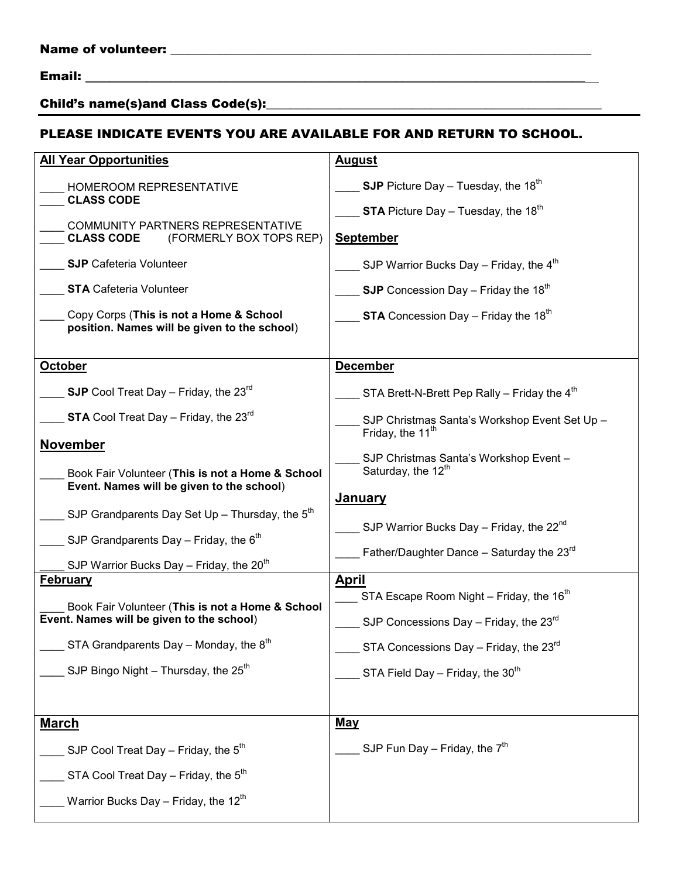**Name of volunteer:** ______________________________________________________________

**Email:** ___________________________________________________________________________

**Child's name(s)and Class Code(s):**_____________________________________________

**PLEASE INDICATE EVENTS YOU ARE AVAILABLE FOR AND RETURN TO SCHOOL.**

| | |
|---|---|
| **All Year Opportunities**<br><br>____ HOMEROOM REPRESENTATIVE<br>____ **CLASS CODE**<br><br>____ COMMUNITY PARTNERS REPRESENTATIVE<br>____ **CLASS CODE** (FORMERLY BOX TOPS REP)<br><br>____ **SJP** Cafeteria Volunteer<br><br>____ **STA** Cafeteria Volunteer<br><br>____ Copy Corps (**This is not a Home & School position. Names will be given to the school**) | **August**<br><br>____ **SJP** Picture Day – Tuesday, the 18th<br><br>____ **STA** Picture Day – Tuesday, the 18th<br><br>**September**<br><br>____ SJP Warrior Bucks Day – Friday, the 4th<br><br>____ **SJP** Concession Day – Friday the 18th<br><br>____ **STA** Concession Day – Friday the 18th |
| **October**<br><br>____ **SJP** Cool Treat Day – Friday, the 23rd<br><br>____ **STA** Cool Treat Day – Friday, the 23rd<br><br>**November**<br><br>____ Book Fair Volunteer (**This is not a Home & School Event. Names will be given to the school**)<br><br>____ SJP Grandparents Day Set Up – Thursday, the 5th<br><br>____ SJP Grandparents Day – Friday, the 6th<br><br>____ SJP Warrior Bucks Day – Friday, the 20th | **December**<br><br>____ STA Brett-N-Brett Pep Rally – Friday the 4th<br><br>____ SJP Christmas Santa's Workshop Event Set Up – Friday, the 11th<br><br>____ SJP Christmas Santa's Workshop Event – Saturday, the 12th<br><br>**January**<br><br>____ SJP Warrior Bucks Day – Friday, the 22nd<br><br>____ Father/Daughter Dance – Saturday the 23rd |
| **February**<br><br>____ Book Fair Volunteer (**This is not a Home & School Event. Names will be given to the school**)<br><br>____ STA Grandparents Day – Monday, the 8th<br><br>____ SJP Bingo Night – Thursday, the 25th | **April**<br><br>____ STA Escape Room Night – Friday, the 16th<br><br>____ SJP Concessions Day – Friday, the 23rd<br><br>____ STA Concessions Day – Friday, the 23rd<br><br>____ STA Field Day – Friday, the 30th |
| **March**<br><br>____ SJP Cool Treat Day – Friday, the 5th<br><br>____ STA Cool Treat Day – Friday, the 5th<br><br>____ Warrior Bucks Day – Friday, the 12th | **May**<br><br>____ SJP Fun Day – Friday, the 7th |